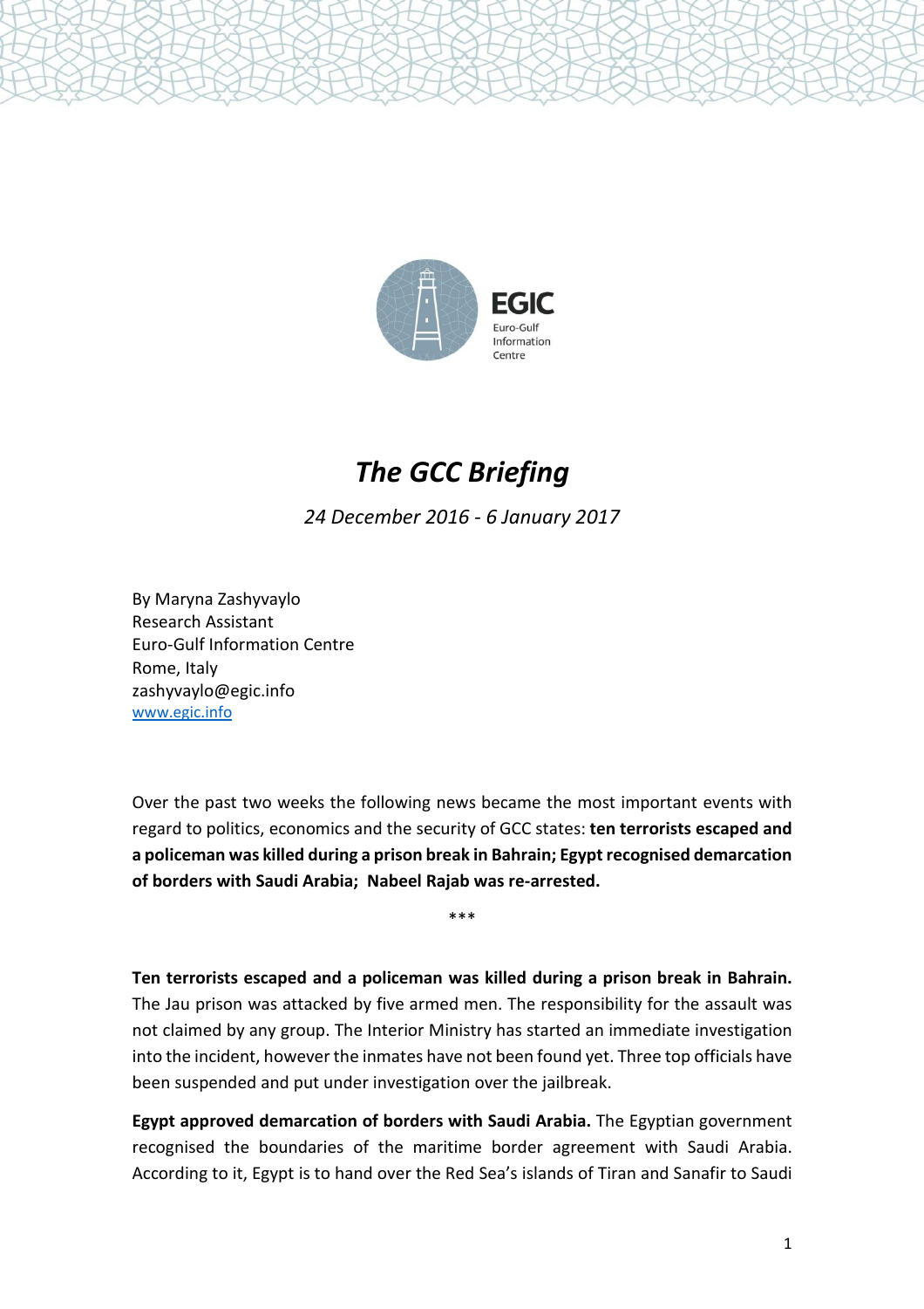EGIC

Euro-Gulf Information Centre

# *The GCC Briefing*

*24 December 2016 - 6 January 2017*

By Maryna Zashyvaylo
Research Assistant
Euro-Gulf Information Centre
Rome, Italy
zashyvaylo@egic.info
www.egic.info

Over the past two weeks the following news became the most important events with regard to politics, economics and the security of GCC states: **ten terrorists escaped and a policeman was killed during a prison break in Bahrain; Egypt recognised demarcation of borders with Saudi Arabia; Nabeel Rajab was re-arrested.**

***

**Ten terrorists escaped and a policeman was killed during a prison break in Bahrain.** The Jau prison was attacked by five armed men. The responsibility for the assault was not claimed by any group. The Interior Ministry has started an immediate investigation into the incident, however the inmates have not been found yet. Three top officials have been suspended and put under investigation over the jailbreak.

**Egypt approved demarcation of borders with Saudi Arabia.** The Egyptian government recognised the boundaries of the maritime border agreement with Saudi Arabia. According to it, Egypt is to hand over the Red Sea's islands of Tiran and Sanafir to Saudi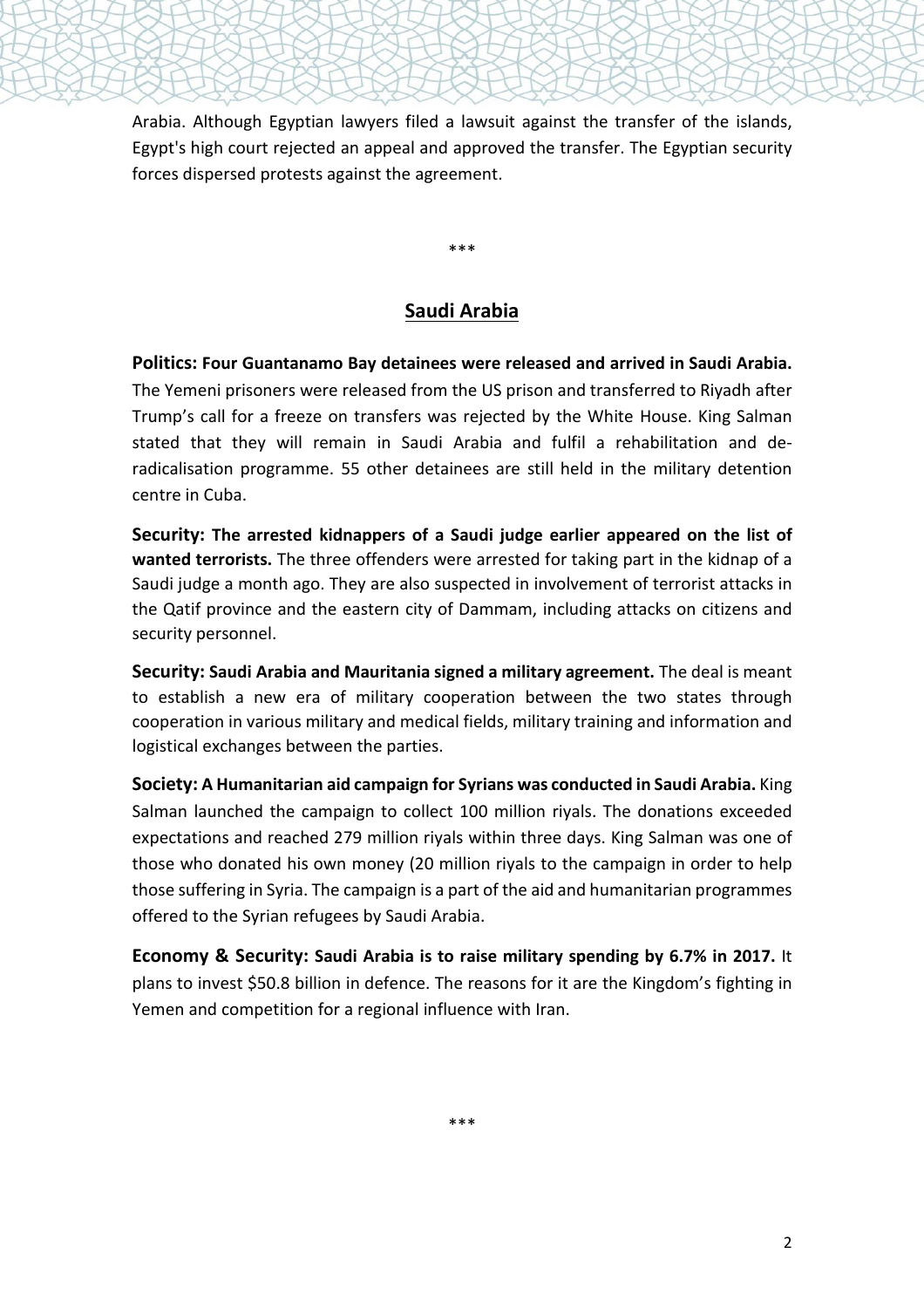Arabia. Although Egyptian lawyers filed a lawsuit against the transfer of the islands, Egypt's high court rejected an appeal and approved the transfer. The Egyptian security forces dispersed protests against the agreement.

***

## Saudi Arabia

**Politics: Four Guantanamo Bay detainees were released and arrived in Saudi Arabia.** The Yemeni prisoners were released from the US prison and transferred to Riyadh after Trump's call for a freeze on transfers was rejected by the White House. King Salman stated that they will remain in Saudi Arabia and fulfil a rehabilitation and de-radicalisation programme. 55 other detainees are still held in the military detention centre in Cuba.

**Security: The arrested kidnappers of a Saudi judge earlier appeared on the list of wanted terrorists.** The three offenders were arrested for taking part in the kidnap of a Saudi judge a month ago. They are also suspected in involvement of terrorist attacks in the Qatif province and the eastern city of Dammam, including attacks on citizens and security personnel.

**Security: Saudi Arabia and Mauritania signed a military agreement.** The deal is meant to establish a new era of military cooperation between the two states through cooperation in various military and medical fields, military training and information and logistical exchanges between the parties.

**Society: A Humanitarian aid campaign for Syrians was conducted in Saudi Arabia.** King Salman launched the campaign to collect 100 million riyals. The donations exceeded expectations and reached 279 million riyals within three days. King Salman was one of those who donated his own money (20 million riyals to the campaign in order to help those suffering in Syria. The campaign is a part of the aid and humanitarian programmes offered to the Syrian refugees by Saudi Arabia.

**Economy & Security: Saudi Arabia is to raise military spending by 6.7% in 2017.** It plans to invest $50.8 billion in defence. The reasons for it are the Kingdom's fighting in Yemen and competition for a regional influence with Iran.

***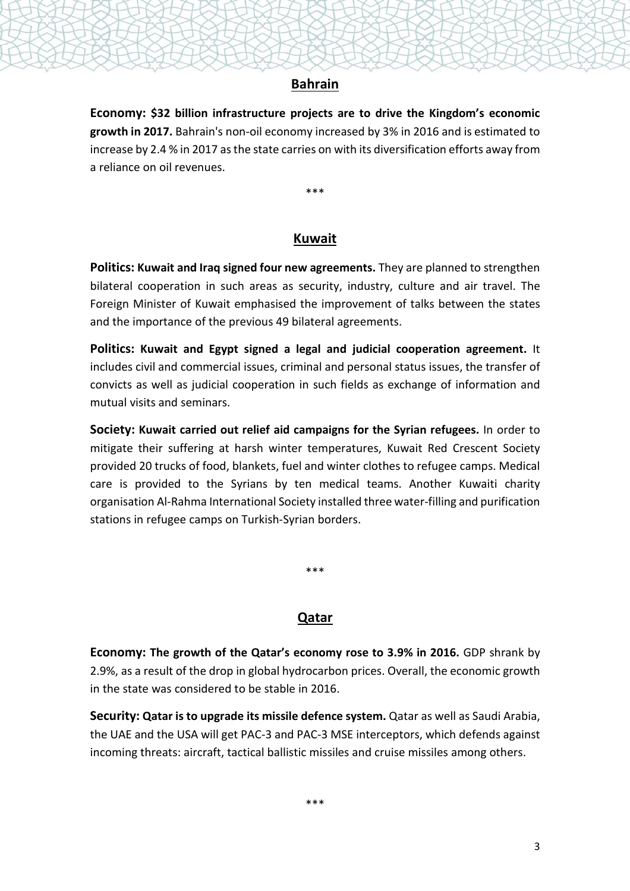## Bahrain

**Economy: $32 billion infrastructure projects are to drive the Kingdom's economic growth in 2017.** Bahrain's non-oil economy increased by 3% in 2016 and is estimated to increase by 2.4 % in 2017 as the state carries on with its diversification efforts away from a reliance on oil revenues.

***

## Kuwait

**Politics: Kuwait and Iraq signed four new agreements.** They are planned to strengthen bilateral cooperation in such areas as security, industry, culture and air travel. The Foreign Minister of Kuwait emphasised the improvement of talks between the states and the importance of the previous 49 bilateral agreements.

**Politics: Kuwait and Egypt signed a legal and judicial cooperation agreement.** It includes civil and commercial issues, criminal and personal status issues, the transfer of convicts as well as judicial cooperation in such fields as exchange of information and mutual visits and seminars.

**Society: Kuwait carried out relief aid campaigns for the Syrian refugees.** In order to mitigate their suffering at harsh winter temperatures, Kuwait Red Crescent Society provided 20 trucks of food, blankets, fuel and winter clothes to refugee camps. Medical care is provided to the Syrians by ten medical teams. Another Kuwaiti charity organisation Al-Rahma International Society installed three water-filling and purification stations in refugee camps on Turkish-Syrian borders.

***

## Qatar

**Economy: The growth of the Qatar's economy rose to 3.9% in 2016.** GDP shrank by 2.9%, as a result of the drop in global hydrocarbon prices. Overall, the economic growth in the state was considered to be stable in 2016.

**Security: Qatar is to upgrade its missile defence system.** Qatar as well as Saudi Arabia, the UAE and the USA will get PAC-3 and PAC-3 MSE interceptors, which defends against incoming threats: aircraft, tactical ballistic missiles and cruise missiles among others.

***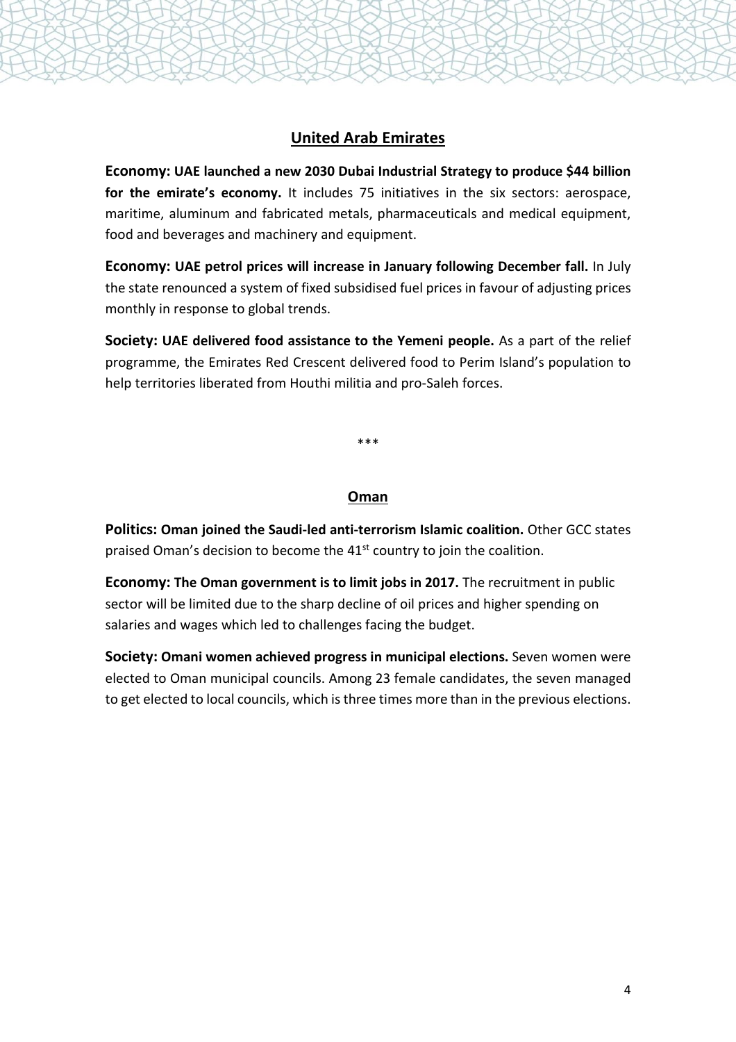## United Arab Emirates

**Economy: UAE launched a new 2030 Dubai Industrial Strategy to produce $44 billion for the emirate's economy.** It includes 75 initiatives in the six sectors: aerospace, maritime, aluminum and fabricated metals, pharmaceuticals and medical equipment, food and beverages and machinery and equipment.

**Economy: UAE petrol prices will increase in January following December fall.** In July the state renounced a system of fixed subsidised fuel prices in favour of adjusting prices monthly in response to global trends.

**Society: UAE delivered food assistance to the Yemeni people.** As a part of the relief programme, the Emirates Red Crescent delivered food to Perim Island's population to help territories liberated from Houthi militia and pro-Saleh forces.

\*\*\*

## Oman

**Politics: Oman joined the Saudi-led anti-terrorism Islamic coalition.** Other GCC states praised Oman's decision to become the 41st country to join the coalition.

**Economy: The Oman government is to limit jobs in 2017.** The recruitment in public sector will be limited due to the sharp decline of oil prices and higher spending on salaries and wages which led to challenges facing the budget.

**Society: Omani women achieved progress in municipal elections.** Seven women were elected to Oman municipal councils. Among 23 female candidates, the seven managed to get elected to local councils, which is three times more than in the previous elections.